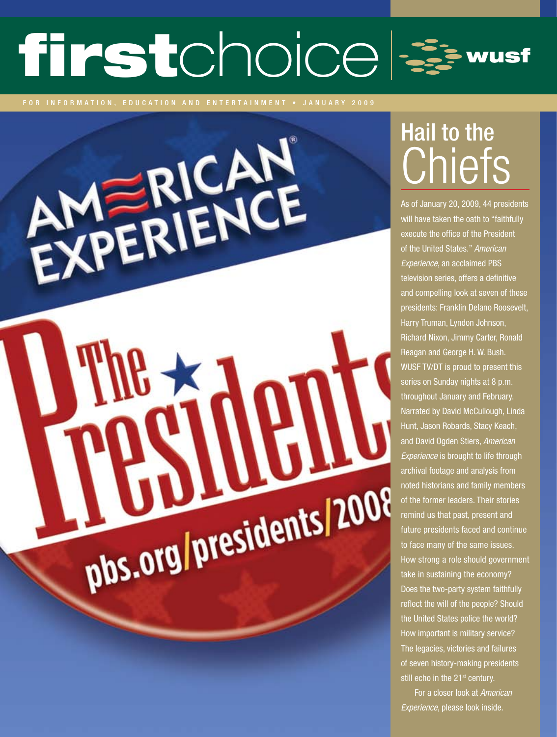# firstchoice | wusf

FOR INFORMATION, EDUCATION AND ENTERTAINMENT • JANUARY 2009

AMERICAN EXPERIENCE®

The ★ Presidents

pbs.org/presidents/2008

## Hail to the Chiefs

As of January 20, 2009, 44 presidents will have taken the oath to "faithfully execute the office of the President of the United States." *American Experience*, an acclaimed PBS television series, offers a definitive and compelling look at seven of these presidents: Franklin Delano Roosevelt, Harry Truman, Lyndon Johnson, Richard Nixon, Jimmy Carter, Ronald Reagan and George H. W. Bush. WUSF TV/DT is proud to present this series on Sunday nights at 8 p.m. throughout January and February. Narrated by David McCullough, Linda Hunt, Jason Robards, Stacy Keach, and David Ogden Stiers, *American Experience* is brought to life through archival footage and analysis from noted historians and family members of the former leaders. Their stories remind us that past, present and future presidents faced and continue to face many of the same issues. How strong a role should government take in sustaining the economy? Does the two-party system faithfully reflect the will of the people? Should the United States police the world? How important is military service? The legacies, victories and failures of seven history-making presidents still echo in the 21st century.

For a closer look at *American Experience*, please look inside.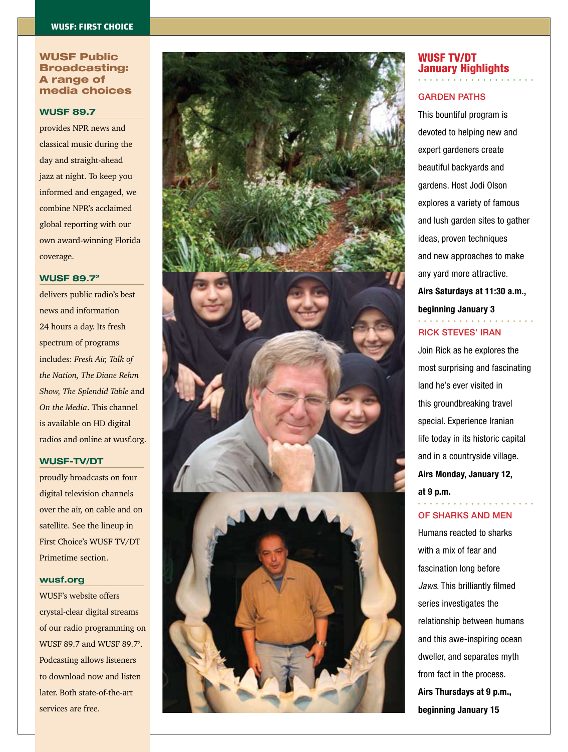# WUSF Public Broadcasting: A range of media choices

### WUSF 89.7

provides NPR news and classical music during the day and straight-ahead jazz at night. To keep you informed and engaged, we combine NPR's acclaimed global reporting with our own award-winning Florida coverage.

### WUSF 89.7²

delivers public radio's best news and information 24 hours a day. Its fresh spectrum of programs includes: *Fresh Air, Talk of the Nation, The Diane Rehm Show, The Splendid Table* and *On the Media*. This channel is available on HD digital radios and online at wusf.org.

### WUSF-TV/DT

proudly broadcasts on four digital television channels over the air, on cable and on satellite. See the lineup in First Choice's WUSF TV/DT Primetime section.

### wusf.org

WUSF's website offers crystal-clear digital streams of our radio programming on WUSF 89.7 and WUSF 89.7². Podcasting allows listeners to download now and listen later. Both state-of-the-art services are free.

# WUSF TV/DT January Highlights

### GARDEN PATHS

This bountiful program is devoted to helping new and expert gardeners create beautiful backyards and gardens. Host Jodi Olson explores a variety of famous and lush garden sites to gather ideas, proven techniques and new approaches to make any yard more attractive.

**Airs Saturdays at 11:30 a.m., beginning January 3**

### RICK STEVES' IRAN

Join Rick as he explores the most surprising and fascinating land he's ever visited in this groundbreaking travel special. Experience Iranian life today in its historic capital and in a countryside village.

**Airs Monday, January 12, at 9 p.m.**

### OF SHARKS AND MEN

Humans reacted to sharks with a mix of fear and fascination long before *Jaws*. This brilliantly filmed series investigates the relationship between humans and this awe-inspiring ocean dweller, and separates myth from fact in the process.

**Airs Thursdays at 9 p.m., beginning January 15**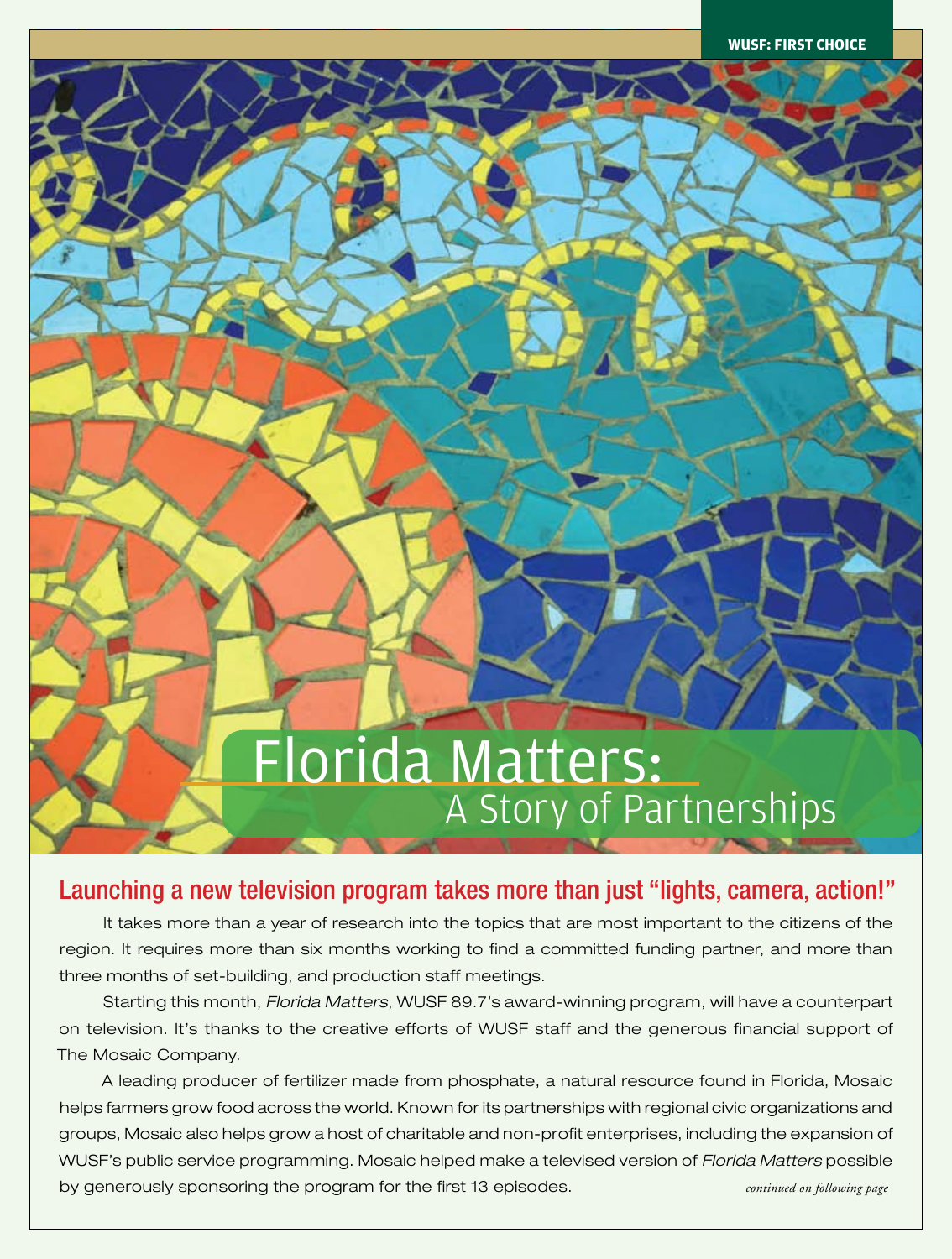# Florida Matters: A Story of Partnerships

## Launching a new television program takes more than just "lights, camera, action!"

It takes more than a year of research into the topics that are most important to the citizens of the region. It requires more than six months working to find a committed funding partner, and more than three months of set-building, and production staff meetings.

Starting this month, *Florida Matters*, WUSF 89.7's award-winning program, will have a counterpart on television. It's thanks to the creative efforts of WUSF staff and the generous financial support of The Mosaic Company.

A leading producer of fertilizer made from phosphate, a natural resource found in Florida, Mosaic helps farmers grow food across the world. Known for its partnerships with regional civic organizations and groups, Mosaic also helps grow a host of charitable and non-profit enterprises, including the expansion of WUSF's public service programming. Mosaic helped make a televised version of *Florida Matters* possible by generously sponsoring the program for the first 13 episodes.

*continued on following page*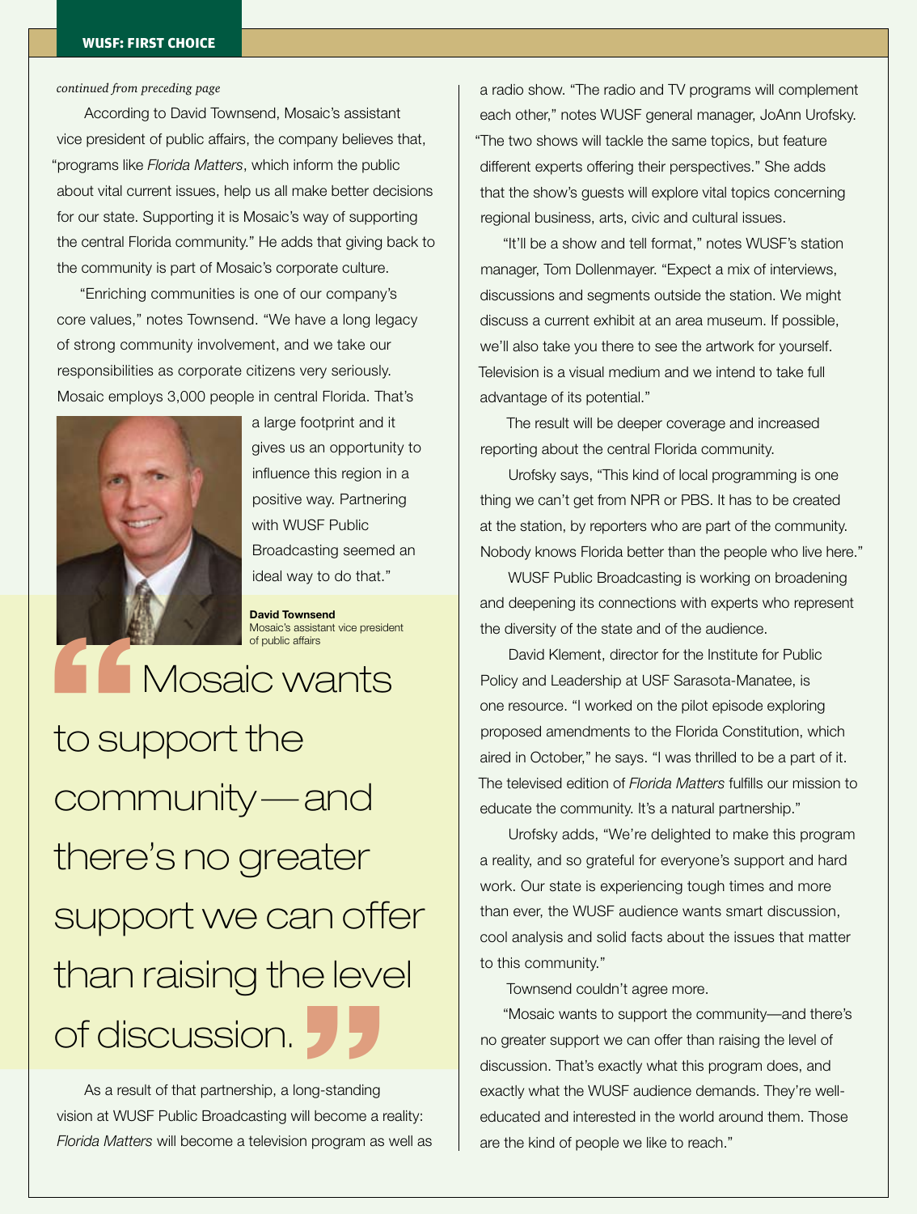*continued from preceding page*

According to David Townsend, Mosaic's assistant vice president of public affairs, the company believes that, "programs like *Florida Matters*, which inform the public about vital current issues, help us all make better decisions for our state. Supporting it is Mosaic's way of supporting the central Florida community." He adds that giving back to the community is part of Mosaic's corporate culture.

"Enriching communities is one of our company's core values," notes Townsend. "We have a long legacy of strong community involvement, and we take our responsibilities as corporate citizens very seriously. Mosaic employs 3,000 people in central Florida. That's a large footprint and it gives us an opportunity to influence this region in a positive way. Partnering with WUSF Public Broadcasting seemed an ideal way to do that."

**David Townsend**
Mosaic's assistant vice president of public affairs

> "Mosaic wants to support the community—and there's no greater support we can offer than raising the level of discussion."

As a result of that partnership, a long-standing vision at WUSF Public Broadcasting will become a reality: *Florida Matters* will become a television program as well as a radio show. "The radio and TV programs will complement each other," notes WUSF general manager, JoAnn Urofsky. "The two shows will tackle the same topics, but feature different experts offering their perspectives." She adds that the show's guests will explore vital topics concerning regional business, arts, civic and cultural issues.

"It'll be a show and tell format," notes WUSF's station manager, Tom Dollenmayer. "Expect a mix of interviews, discussions and segments outside the station. We might discuss a current exhibit at an area museum. If possible, we'll also take you there to see the artwork for yourself. Television is a visual medium and we intend to take full advantage of its potential."

The result will be deeper coverage and increased reporting about the central Florida community.

Urofsky says, "This kind of local programming is one thing we can't get from NPR or PBS. It has to be created at the station, by reporters who are part of the community. Nobody knows Florida better than the people who live here."

WUSF Public Broadcasting is working on broadening and deepening its connections with experts who represent the diversity of the state and of the audience.

David Klement, director for the Institute for Public Policy and Leadership at USF Sarasota-Manatee, is one resource. "I worked on the pilot episode exploring proposed amendments to the Florida Constitution, which aired in October," he says. "I was thrilled to be a part of it. The televised edition of *Florida Matters* fulfills our mission to educate the community. It's a natural partnership."

Urofsky adds, "We're delighted to make this program a reality, and so grateful for everyone's support and hard work. Our state is experiencing tough times and more than ever, the WUSF audience wants smart discussion, cool analysis and solid facts about the issues that matter to this community."

Townsend couldn't agree more.

"Mosaic wants to support the community—and there's no greater support we can offer than raising the level of discussion. That's exactly what this program does, and exactly what the WUSF audience demands. They're well-educated and interested in the world around them. Those are the kind of people we like to reach."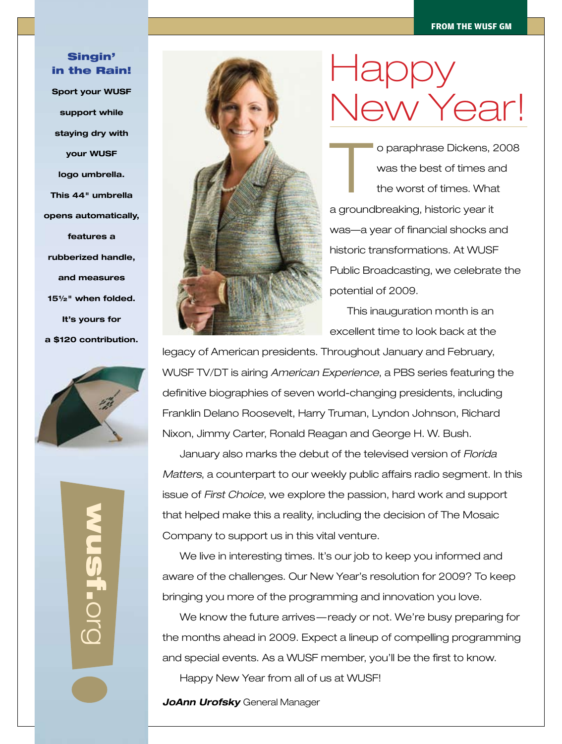## Singin' in the Rain!

**Sport your WUSF support while staying dry with your WUSF logo umbrella. This 44" umbrella opens automatically, features a rubberized handle, and measures 15½" when folded. It's yours for a $120 contribution.**

**wusf**.org

# Happy New Year!

To paraphrase Dickens, 2008 was the best of times and the worst of times. What a groundbreaking, historic year it was—a year of financial shocks and historic transformations. At WUSF Public Broadcasting, we celebrate the potential of 2009.

This inauguration month is an excellent time to look back at the legacy of American presidents. Throughout January and February, WUSF TV/DT is airing *American Experience*, a PBS series featuring the definitive biographies of seven world-changing presidents, including Franklin Delano Roosevelt, Harry Truman, Lyndon Johnson, Richard Nixon, Jimmy Carter, Ronald Reagan and George H. W. Bush.

January also marks the debut of the televised version of *Florida Matters*, a counterpart to our weekly public affairs radio segment. In this issue of *First Choice*, we explore the passion, hard work and support that helped make this a reality, including the decision of The Mosaic Company to support us in this vital venture.

We live in interesting times. It's our job to keep you informed and aware of the challenges. Our New Year's resolution for 2009? To keep bringing you more of the programming and innovation you love.

We know the future arrives—ready or not. We're busy preparing for the months ahead in 2009. Expect a lineup of compelling programming and special events. As a WUSF member, you'll be the first to know.

Happy New Year from all of us at WUSF!

***JoAnn Urofsky*** General Manager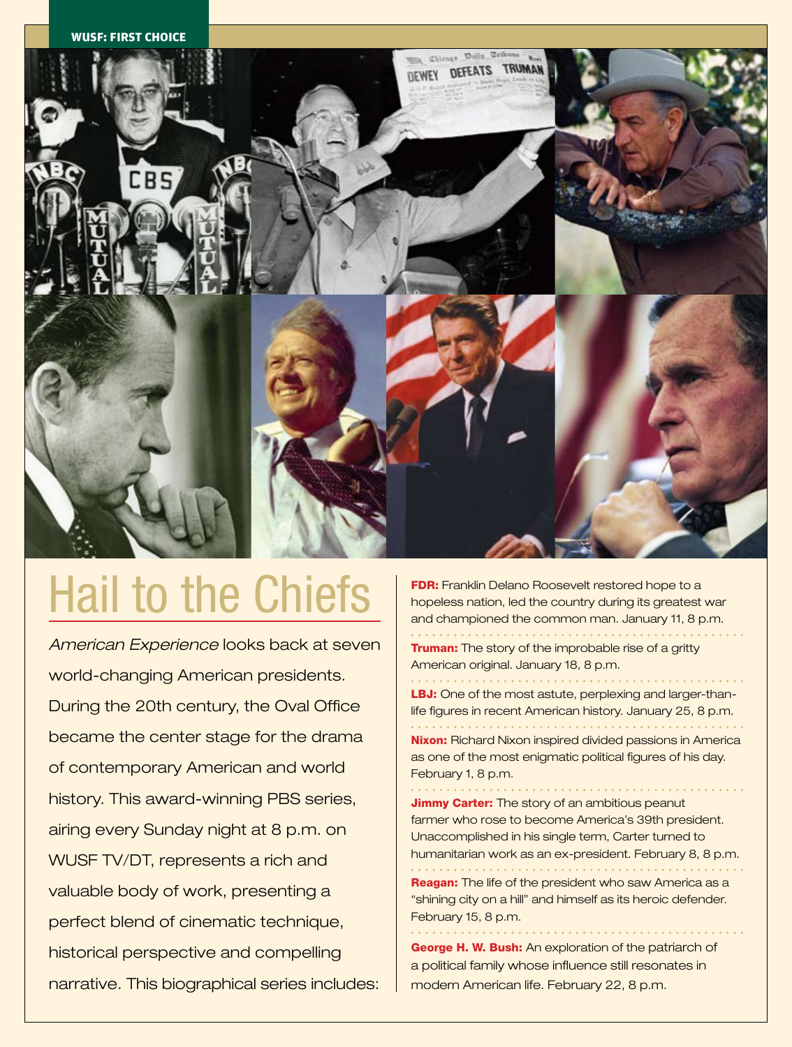# Hail to the Chiefs

*American Experience* looks back at seven world-changing American presidents. During the 20th century, the Oval Office became the center stage for the drama of contemporary American and world history. This award-winning PBS series, airing every Sunday night at 8 p.m. on WUSF TV/DT, represents a rich and valuable body of work, presenting a perfect blend of cinematic technique, historical perspective and compelling narrative. This biographical series includes:

**FDR:** Franklin Delano Roosevelt restored hope to a hopeless nation, led the country during its greatest war and championed the common man. January 11, 8 p.m.

**Truman:** The story of the improbable rise of a gritty American original. January 18, 8 p.m.

**LBJ:** One of the most astute, perplexing and larger-than-life figures in recent American history. January 25, 8 p.m.

**Nixon:** Richard Nixon inspired divided passions in America as one of the most enigmatic political figures of his day. February 1, 8 p.m.

**Jimmy Carter:** The story of an ambitious peanut farmer who rose to become America's 39th president. Unaccomplished in his single term, Carter turned to humanitarian work as an ex-president. February 8, 8 p.m.

**Reagan:** The life of the president who saw America as a "shining city on a hill" and himself as its heroic defender. February 15, 8 p.m.

**George H. W. Bush:** An exploration of the patriarch of a political family whose influence still resonates in modern American life. February 22, 8 p.m.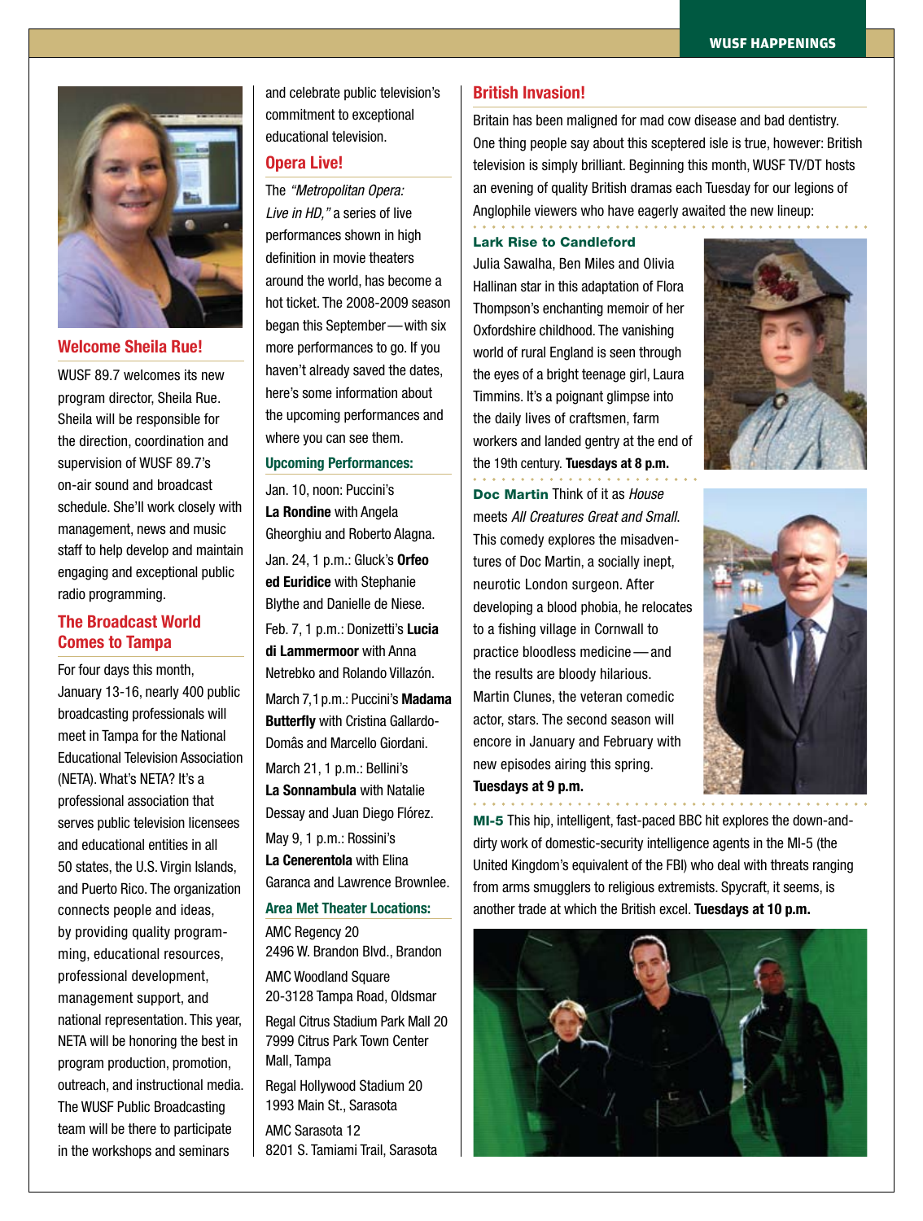## Welcome Sheila Rue!

WUSF 89.7 welcomes its new program director, Sheila Rue. Sheila will be responsible for the direction, coordination and supervision of WUSF 89.7's on-air sound and broadcast schedule. She'll work closely with management, news and music staff to help develop and maintain engaging and exceptional public radio programming.

## The Broadcast World Comes to Tampa

For four days this month, January 13-16, nearly 400 public broadcasting professionals will meet in Tampa for the National Educational Television Association (NETA). What's NETA? It's a professional association that serves public television licensees and educational entities in all 50 states, the U.S. Virgin Islands, and Puerto Rico. The organization connects people and ideas, by providing quality programming, educational resources, professional development, management support, and national representation. This year, NETA will be honoring the best in program production, promotion, outreach, and instructional media. The WUSF Public Broadcasting team will be there to participate in the workshops and seminars and celebrate public television's commitment to exceptional educational television.

## Opera Live!

The *"Metropolitan Opera: Live in HD,"* a series of live performances shown in high definition in movie theaters around the world, has become a hot ticket. The 2008-2009 season began this September — with six more performances to go. If you haven't already saved the dates, here's some information about the upcoming performances and where you can see them.

### Upcoming Performances:

Jan. 10, noon: Puccini's **La Rondine** with Angela Gheorghiu and Roberto Alagna.

Jan. 24, 1 p.m.: Gluck's **Orfeo ed Euridice** with Stephanie Blythe and Danielle de Niese.

Feb. 7, 1 p.m.: Donizetti's **Lucia di Lammermoor** with Anna Netrebko and Rolando Villazón.

March 7, 1 p.m.: Puccini's **Madama Butterfly** with Cristina Gallardo-Domâs and Marcello Giordani.

March 21, 1 p.m.: Bellini's **La Sonnambula** with Natalie Dessay and Juan Diego Flórez.

May 9, 1 p.m.: Rossini's **La Cenerentola** with Elina Garanca and Lawrence Brownlee.

### Area Met Theater Locations:

AMC Regency 20
2496 W. Brandon Blvd., Brandon

AMC Woodland Square
20-3128 Tampa Road, Oldsmar

Regal Citrus Stadium Park Mall 20
7999 Citrus Park Town Center Mall, Tampa

Regal Hollywood Stadium 20
1993 Main St., Sarasota

AMC Sarasota 12
8201 S. Tamiami Trail, Sarasota

## British Invasion!

Britain has been maligned for mad cow disease and bad dentistry. One thing people say about this sceptered isle is true, however: British television is simply brilliant. Beginning this month, WUSF TV/DT hosts an evening of quality British dramas each Tuesday for our legions of Anglophile viewers who have eagerly awaited the new lineup:

**Lark Rise to Candleford**
Julia Sawalha, Ben Miles and Olivia Hallinan star in this adaptation of Flora Thompson's enchanting memoir of her Oxfordshire childhood. The vanishing world of rural England is seen through the eyes of a bright teenage girl, Laura Timmins. It's a poignant glimpse into the daily lives of craftsmen, farm workers and landed gentry at the end of the 19th century. **Tuesdays at 8 p.m.**

**Doc Martin** Think of it as *House* meets *All Creatures Great and Small*. This comedy explores the misadventures of Doc Martin, a socially inept, neurotic London surgeon. After developing a blood phobia, he relocates to a fishing village in Cornwall to practice bloodless medicine — and the results are bloody hilarious. Martin Clunes, the veteran comedic actor, stars. The second season will encore in January and February with new episodes airing this spring. **Tuesdays at 9 p.m.**

**MI-5** This hip, intelligent, fast-paced BBC hit explores the down-and-dirty work of domestic-security intelligence agents in the MI-5 (the United Kingdom's equivalent of the FBI) who deal with threats ranging from arms smugglers to religious extremists. Spycraft, it seems, is another trade at which the British excel. **Tuesdays at 10 p.m.**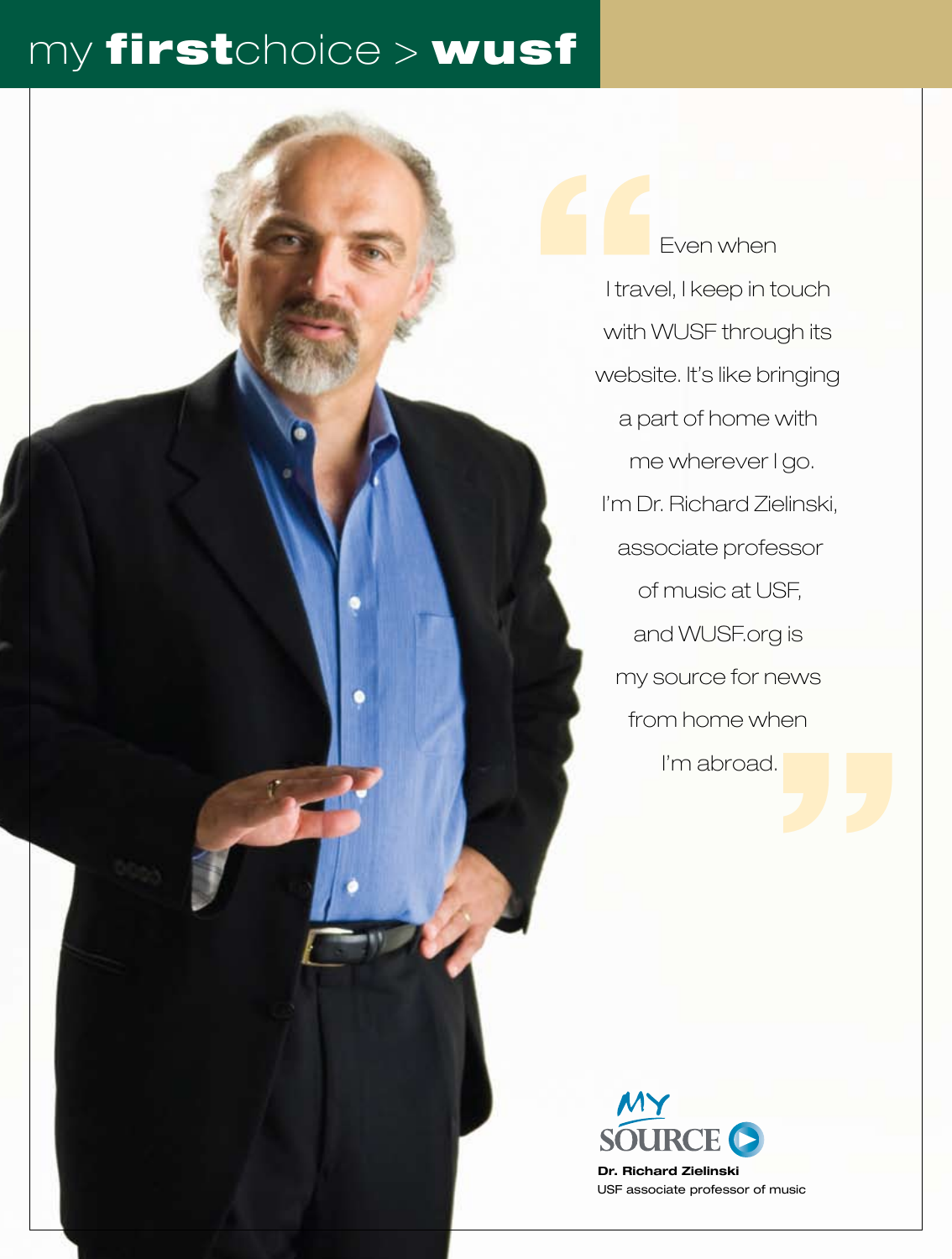# my **first**choice > **wusf**

"Even when I travel, I keep in touch with WUSF through its website. It's like bringing a part of home with me wherever I go. I'm Dr. Richard Zielinski, associate professor of music at USF, and WUSF.org is my source for news from home when I'm abroad."

MY SOURCE

**Dr. Richard Zielinski**
USF associate professor of music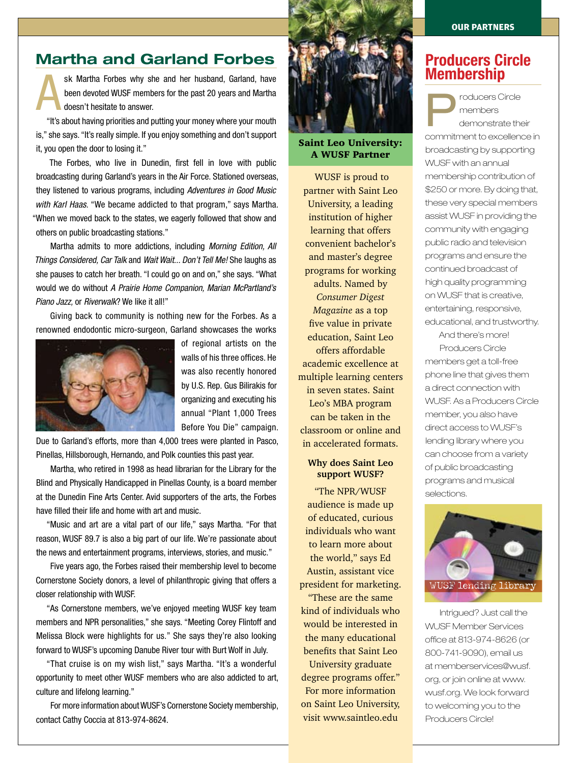## Martha and Garland Forbes

Ask Martha Forbes why she and her husband, Garland, have been devoted WUSF members for the past 20 years and Martha doesn't hesitate to answer.

"It's about having priorities and putting your money where your mouth is," she says. "It's really simple. If you enjoy something and don't support it, you open the door to losing it."

The Forbes, who live in Dunedin, first fell in love with public broadcasting during Garland's years in the Air Force. Stationed overseas, they listened to various programs, including *Adventures in Good Music with Karl Haas*. "We became addicted to that program," says Martha. "When we moved back to the states, we eagerly followed that show and others on public broadcasting stations."

Martha admits to more addictions, including *Morning Edition, All Things Considered, Car Talk* and *Wait Wait... Don't Tell Me!* She laughs as she pauses to catch her breath. "I could go on and on," she says. "What would we do without *A Prairie Home Companion, Marian McPartland's Piano Jazz,* or *Riverwalk*? We like it all!"

Giving back to community is nothing new for the Forbes. As a renowned endodontic micro-surgeon, Garland showcases the works of regional artists on the walls of his three offices. He was also recently honored by U.S. Rep. Gus Bilirakis for organizing and executing his annual "Plant 1,000 Trees Before You Die" campaign. Due to Garland's efforts, more than 4,000 trees were planted in Pasco, Pinellas, Hillsborough, Hernando, and Polk counties this past year.

Martha, who retired in 1998 as head librarian for the Library for the Blind and Physically Handicapped in Pinellas County, is a board member at the Dunedin Fine Arts Center. Avid supporters of the arts, the Forbes have filled their life and home with art and music.

"Music and art are a vital part of our life," says Martha. "For that reason, WUSF 89.7 is also a big part of our life. We're passionate about the news and entertainment programs, interviews, stories, and music."

Five years ago, the Forbes raised their membership level to become Cornerstone Society donors, a level of philanthropic giving that offers a closer relationship with WUSF.

"As Cornerstone members, we've enjoyed meeting WUSF key team members and NPR personalities," she says. "Meeting Corey Flintoff and Melissa Block were highlights for us." She says they're also looking forward to WUSF's upcoming Danube River tour with Burt Wolf in July.

"That cruise is on my wish list," says Martha. "It's a wonderful opportunity to meet other WUSF members who are also addicted to art, culture and lifelong learning."

For more information about WUSF's Cornerstone Society membership, contact Cathy Coccia at 813-974-8624.

### Saint Leo University: A WUSF Partner

WUSF is proud to partner with Saint Leo University, a leading institution of higher learning that offers convenient bachelor's and master's degree programs for working adults. Named by *Consumer Digest Magazine* as a top five value in private education, Saint Leo offers affordable academic excellence at multiple learning centers in seven states. Saint Leo's MBA program can be taken in the classroom or online and in accelerated formats.

**Why does Saint Leo support WUSF?**

"The NPR/WUSF audience is made up of educated, curious individuals who want to learn more about the world," says Ed Austin, assistant vice president for marketing. "These are the same kind of individuals who would be interested in the many educational benefits that Saint Leo University graduate degree programs offer." For more information on Saint Leo University, visit www.saintleo.edu

## Producers Circle Membership

Producers Circle members demonstrate their commitment to excellence in broadcasting by supporting WUSF with an annual membership contribution of $250 or more. By doing that, these very special members assist WUSF in providing the community with engaging public radio and television programs and ensure the continued broadcast of high quality programming on WUSF that is creative, entertaining, responsive, educational, and trustworthy.

And there's more!

Producers Circle members get a toll-free phone line that gives them a direct connection with WUSF. As a Producers Circle member, you also have direct access to WUSF's lending library where you can choose from a variety of public broadcasting programs and musical selections.

WUSF lending library

Intrigued? Just call the WUSF Member Services office at 813-974-8626 (or 800-741-9090), email us at memberservices@wusf.org, or join online at www.wusf.org. We look forward to welcoming you to the Producers Circle!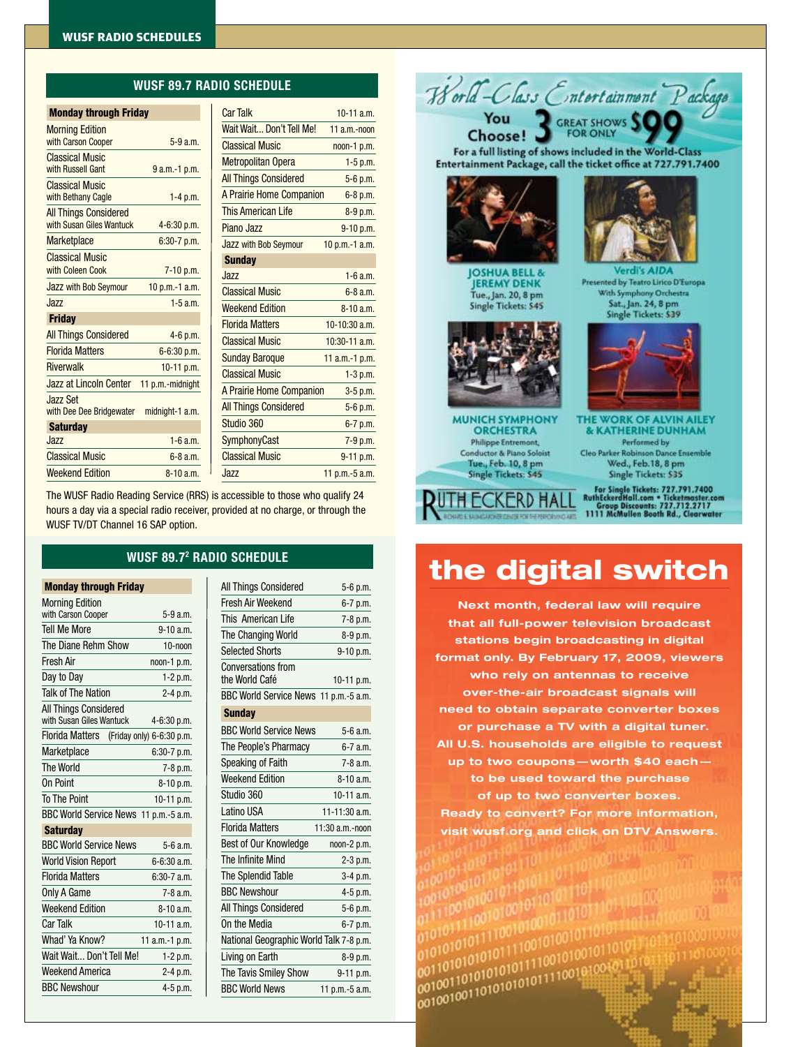## WUSF RADIO SCHEDULES

### WUSF 89.7 RADIO SCHEDULE

| | |
|---|---|
| **Monday through Friday** | |
| Morning Edition with Carson Cooper | 5-9 a.m. |
| Classical Music with Russell Gant | 9 a.m.-1 p.m. |
| Classical Music with Bethany Cagle | 1-4 p.m. |
| All Things Considered with Susan Giles Wantuck | 4-6:30 p.m. |
| Marketplace | 6:30-7 p.m. |
| Classical Music with Coleen Cook | 7-10 p.m. |
| Jazz with Bob Seymour | 10 p.m.-1 a.m. |
| Jazz | 1-5 a.m. |
| **Friday** | |
| All Things Considered | 4-6 p.m. |
| Florida Matters | 6-6:30 p.m. |
| Riverwalk | 10-11 p.m. |
| Jazz at Lincoln Center | 11 p.m.-midnight |
| Jazz Set with Dee Dee Bridgewater | midnight-1 a.m. |
| **Saturday** | |
| Jazz | 1-6 a.m. |
| Classical Music | 6-8 a.m. |
| Weekend Edition | 8-10 a.m. |
| Car Talk | 10-11 a.m. |
| Wait Wait... Don't Tell Me! | 11 a.m.-noon |
| Classical Music | noon-1 p.m. |
| Metropolitan Opera | 1-5 p.m. |
| All Things Considered | 5-6 p.m. |
| A Prairie Home Companion | 6-8 p.m. |
| This American Life | 8-9 p.m. |
| Piano Jazz | 9-10 p.m. |
| Jazz with Bob Seymour | 10 p.m.-1 a.m. |
| **Sunday** | |
| Jazz | 1-6 a.m. |
| Classical Music | 6-8 a.m. |
| Weekend Edition | 8-10 a.m. |
| Florida Matters | 10-10:30 a.m. |
| Classical Music | 10:30-11 a.m. |
| Sunday Baroque | 11 a.m.-1 p.m. |
| Classical Music | 1-3 p.m. |
| A Prairie Home Companion | 3-5 p.m. |
| All Things Considered | 5-6 p.m. |
| Studio 360 | 6-7 p.m. |
| SymphonyCast | 7-9 p.m. |
| Classical Music | 9-11 p.m. |
| Jazz | 11 p.m.-5 a.m. |

The WUSF Radio Reading Service (RRS) is accessible to those who qualify 24 hours a day via a special radio receiver, provided at no charge, or through the WUSF TV/DT Channel 16 SAP option.

### WUSF 89.7$^2$ RADIO SCHEDULE

| | |
|---|---|
| **Monday through Friday** | |
| Morning Edition with Carson Cooper | 5-9 a.m. |
| Tell Me More | 9-10 a.m. |
| The Diane Rehm Show | 10-noon |
| Fresh Air | noon-1 p.m. |
| Day to Day | 1-2 p.m. |
| Talk of The Nation | 2-4 p.m. |
| All Things Considered with Susan Giles Wantuck | 4-6:30 p.m. |
| Florida Matters (Friday only) | 6-6:30 p.m. |
| Marketplace | 6:30-7 p.m. |
| The World | 7-8 p.m. |
| On Point | 8-10 p.m. |
| To The Point | 10-11 p.m. |
| BBC World Service News | 11 p.m.-5 a.m. |
| **Saturday** | |
| BBC World Service News | 5-6 a.m. |
| World Vision Report | 6-6:30 a.m. |
| Florida Matters | 6:30-7 a.m. |
| Only A Game | 7-8 a.m. |
| Weekend Edition | 8-10 a.m. |
| Car Talk | 10-11 a.m. |
| Whad' Ya Know? | 11 a.m.-1 p.m. |
| Wait Wait... Don't Tell Me! | 1-2 p.m. |
| Weekend America | 2-4 p.m. |
| BBC Newshour | 4-5 p.m. |
| All Things Considered | 5-6 p.m. |
| Fresh Air Weekend | 6-7 p.m. |
| This American Life | 7-8 p.m. |
| The Changing World | 8-9 p.m. |
| Selected Shorts | 9-10 p.m. |
| Conversations from the World Café | 10-11 p.m. |
| BBC World Service News | 11 p.m.-5 a.m. |
| **Sunday** | |
| BBC World Service News | 5-6 a.m. |
| The People's Pharmacy | 6-7 a.m. |
| Speaking of Faith | 7-8 a.m. |
| Weekend Edition | 8-10 a.m. |
| Studio 360 | 10-11 a.m. |
| Latino USA | 11-11:30 a.m. |
| Florida Matters | 11:30 a.m.-noon |
| Best of Our Knowledge | noon-2 p.m. |
| The Infinite Mind | 2-3 p.m. |
| The Splendid Table | 3-4 p.m. |
| BBC Newshour | 4-5 p.m. |
| All Things Considered | 5-6 p.m. |
| On the Media | 6-7 p.m. |
| National Geographic World Talk | 7-8 p.m. |
| Living on Earth | 8-9 p.m. |
| The Tavis Smiley Show | 9-11 p.m. |
| BBC World News | 11 p.m.-5 a.m. |

## World-Class Entertainment Package

**You Choose! 3 GREAT SHOWS FOR ONLY $99**

For a full listing of shows included in the World-Class Entertainment Package, call the ticket office at 727.791.7400

**JOSHUA BELL & JEREMY DENK**
Tue., Jan. 20, 8 pm
Single Tickets: $45

**Verdi's AIDA**
Presented by Teatro Lirico D'Europa
With Symphony Orchestra
Sat., Jan. 24, 8 pm
Single Tickets: $39

**MUNICH SYMPHONY ORCHESTRA**
Philippe Entremont, Conductor & Piano Soloist
Tue., Feb. 10, 8 pm
Single Tickets: $45

**THE WORK OF ALVIN AILEY & KATHERINE DUNHAM**
Performed by Cleo Parker Robinson Dance Ensemble
Wed., Feb. 18, 8 pm
Single Tickets: $35

RUTH ECKERD HALL

For Single Tickets: 727.791.7400
RuthEckerdHall.com • Ticketmaster.com
Group Discounts: 727.712.2717
1111 McMullen Booth Rd., Clearwater

## the digital switch

Next month, federal law will require that all full-power television broadcast stations begin broadcasting in digital format only. By February 17, 2009, viewers who rely on antennas to receive over-the-air broadcast signals will need to obtain separate converter boxes or purchase a TV with a digital tuner. All U.S. households are eligible to request up to two coupons—worth $40 each—to be used toward the purchase of up to two converter boxes. Ready to convert? For more information, visit wusf.org and click on DTV Answers.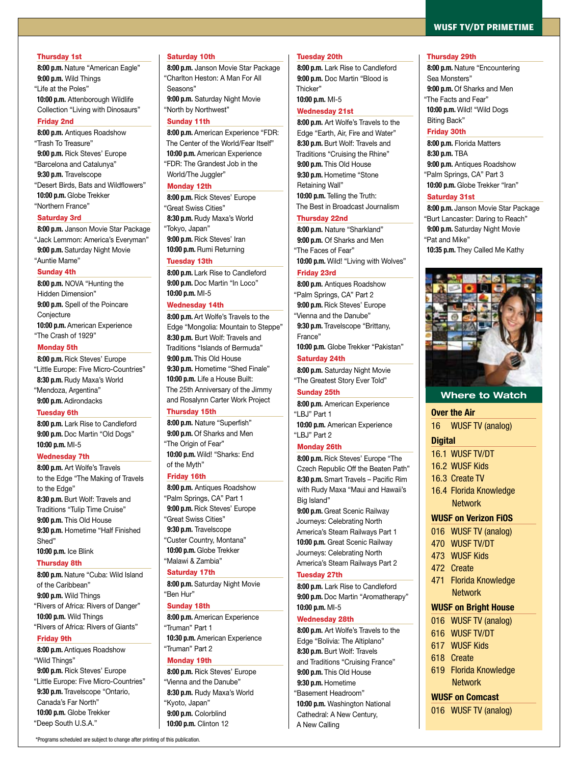## WUSF TV/DT PRIMETIME

### Thursday 1st
**8:00 p.m.** Nature "American Eagle"
**9:00 p.m.** Wild Things "Life at the Poles"
**10:00 p.m.** Attenborough Wildlife Collection "Living with Dinosaurs"

### Friday 2nd
**8:00 p.m.** Antiques Roadshow "Trash To Treasure"
**9:00 p.m.** Rick Steves' Europe "Barcelona and Catalunya"
**9:30 p.m.** Travelscope "Desert Birds, Bats and Wildflowers"
**10:00 p.m.** Globe Trekker "Northern France"

### Saturday 3rd
**8:00 p.m.** Janson Movie Star Package "Jack Lemmon: America's Everyman"
**9:00 p.m.** Saturday Night Movie "Auntie Mame"

### Sunday 4th
**8:00 p.m.** NOVA "Hunting the Hidden Dimension"
**9:00 p.m.** Spell of the Poincare Conjecture
**10:00 p.m.** American Experience "The Crash of 1929"

### Monday 5th
**8:00 p.m.** Rick Steves' Europe "Little Europe: Five Micro-Countries"
**8:30 p.m.** Rudy Maxa's World "Mendoza, Argentina"
**9:00 p.m.** Adirondacks

### Tuesday 6th
**8:00 p.m.** Lark Rise to Candleford
**9:00 p.m.** Doc Martin "Old Dogs"
**10:00 p.m.** MI-5

### Wednesday 7th
**8:00 p.m.** Art Wolfe's Travels to the Edge "The Making of Travels to the Edge"
**8:30 p.m.** Burt Wolf: Travels and Traditions "Tulip Time Cruise"
**9:00 p.m.** This Old House
**9:30 p.m.** Hometime "Half Finished Shed"
**10:00 p.m.** Ice Blink

### Thursday 8th
**8:00 p.m.** Nature "Cuba: Wild Island of the Caribbean"
**9:00 p.m.** Wild Things "Rivers of Africa: Rivers of Danger"
**10:00 p.m.** Wild Things "Rivers of Africa: Rivers of Giants"

### Friday 9th
**8:00 p.m.** Antiques Roadshow "Wild Things"
**9:00 p.m.** Rick Steves' Europe "Little Europe: Five Micro-Countries"
**9:30 p.m.** Travelscope "Ontario, Canada's Far North"
**10:00 p.m.** Globe Trekker "Deep South U.S.A."

### Saturday 10th
**8:00 p.m.** Janson Movie Star Package "Charlton Heston: A Man For All Seasons"
**9:00 p.m.** Saturday Night Movie "North by Northwest"

### Sunday 11th
**8:00 p.m.** American Experience "FDR: The Center of the World/Fear Itself"
**10:00 p.m.** American Experience "FDR: The Grandest Job in the World/The Juggler"

### Monday 12th
**8:00 p.m.** Rick Steves' Europe "Great Swiss Cities"
**8:30 p.m.** Rudy Maxa's World "Tokyo, Japan"
**9:00 p.m.** Rick Steves' Iran
**10:00 p.m.** Rumi Returning

### Tuesday 13th
**8:00 p.m.** Lark Rise to Candleford
**9:00 p.m.** Doc Martin "In Loco"
**10:00 p.m.** MI-5

### Wednesday 14th
**8:00 p.m.** Art Wolfe's Travels to the Edge "Mongolia: Mountain to Steppe"
**8:30 p.m.** Burt Wolf: Travels and Traditions "Islands of Bermuda"
**9:00 p.m.** This Old House
**9:30 p.m.** Hometime "Shed Finale"
**10:00 p.m.** Life a House Built: The 25th Anniversary of the Jimmy and Rosalynn Carter Work Project

### Thursday 15th
**8:00 p.m.** Nature "Superfish"
**9:00 p.m.** Of Sharks and Men "The Origin of Fear"
**10:00 p.m.** Wild! "Sharks: End of the Myth"

### Friday 16th
**8:00 p.m.** Antiques Roadshow "Palm Springs, CA" Part 1
**9:00 p.m.** Rick Steves' Europe "Great Swiss Cities"
**9:30 p.m.** Travelscope "Custer Country, Montana"
**10:00 p.m.** Globe Trekker "Malawi & Zambia"

### Saturday 17th
**8:00 p.m.** Saturday Night Movie "Ben Hur"

### Sunday 18th
**8:00 p.m.** American Experience "Truman" Part 1
**10:30 p.m.** American Experience "Truman" Part 2

### Monday 19th
**8:00 p.m.** Rick Steves' Europe "Vienna and the Danube"
**8:30 p.m.** Rudy Maxa's World "Kyoto, Japan"
**9:00 p.m.** Colorblind
**10:00 p.m.** Clinton 12

### Tuesday 20th
**8:00 p.m.** Lark Rise to Candleford
**9:00 p.m.** Doc Martin "Blood is Thicker"
**10:00 p.m.** MI-5

### Wednesday 21st
**8:00 p.m.** Art Wolfe's Travels to the Edge "Earth, Air, Fire and Water"
**8:30 p.m.** Burt Wolf: Travels and Traditions "Cruising the Rhine"
**9:00 p.m.** This Old House
**9:30 p.m.** Hometime "Stone Retaining Wall"
**10:00 p.m.** Telling the Truth: The Best in Broadcast Journalism

### Thursday 22nd
**8:00 p.m.** Nature "Sharkland"
**9:00 p.m.** Of Sharks and Men "The Faces of Fear"
**10:00 p.m.** Wild! "Living with Wolves"

### Friday 23rd
**8:00 p.m.** Antiques Roadshow "Palm Springs, CA" Part 2
**9:00 p.m.** Rick Steves' Europe "Vienna and the Danube"
**9:30 p.m.** Travelscope "Brittany, France"
**10:00 p.m.** Globe Trekker "Pakistan"

### Saturday 24th
**8:00 p.m.** Saturday Night Movie "The Greatest Story Ever Told"

### Sunday 25th
**8:00 p.m.** American Experience "LBJ" Part 1
**10:00 p.m.** American Experience "LBJ" Part 2

### Monday 26th
**8:00 p.m.** Rick Steves' Europe "The Czech Republic Off the Beaten Path"
**8:30 p.m.** Smart Travels – Pacific Rim with Rudy Maxa "Maui and Hawaii's Big Island"
**9:00 p.m.** Great Scenic Railway Journeys: Celebrating North America's Steam Railways Part 1
**10:00 p.m.** Great Scenic Railway Journeys: Celebrating North America's Steam Railways Part 2

### Tuesday 27th
**8:00 p.m.** Lark Rise to Candleford
**9:00 p.m.** Doc Martin "Aromatherapy"
**10:00 p.m.** MI-5

### Wednesday 28th
**8:00 p.m.** Art Wolfe's Travels to the Edge "Bolivia: The Altiplano"
**8:30 p.m.** Burt Wolf: Travels and Traditions "Cruising France"
**9:00 p.m.** This Old House
**9:30 p.m.** Hometime "Basement Headroom"
**10:00 p.m.** Washington National Cathedral: A New Century, A New Calling

### Thursday 29th
**8:00 p.m.** Nature "Encountering Sea Monsters"
**9:00 p.m.** Of Sharks and Men "The Facts and Fear"
**10:00 p.m.** Wild! "Wild Dogs Biting Back"

### Friday 30th
**8:00 p.m.** Florida Matters
**8:30 p.m.** TBA
**9:00 p.m.** Antiques Roadshow "Palm Springs, CA" Part 3
**10:00 p.m.** Globe Trekker "Iran"

### Saturday 31st
**8:00 p.m.** Janson Movie Star Package "Burt Lancaster: Daring to Reach"
**9:00 p.m.** Saturday Night Movie "Pat and Mike"
**10:35 p.m.** They Called Me Kathy

## Where to Watch

**Over the Air**
16 WUSF TV (analog)

**Digital**
16.1 WUSF TV/DT
16.2 WUSF Kids
16.3 Create TV
16.4 Florida Knowledge Network

**WUSF on Verizon FiOS**
016 WUSF TV (analog)
470 WUSF TV/DT
473 WUSF Kids
472 Create
471 Florida Knowledge Network

**WUSF on Bright House**
016 WUSF TV (analog)
616 WUSF TV/DT
617 WUSF Kids
618 Create
619 Florida Knowledge Network

**WUSF on Comcast**
016 WUSF TV (analog)

*Programs scheduled are subject to change after printing of this publication.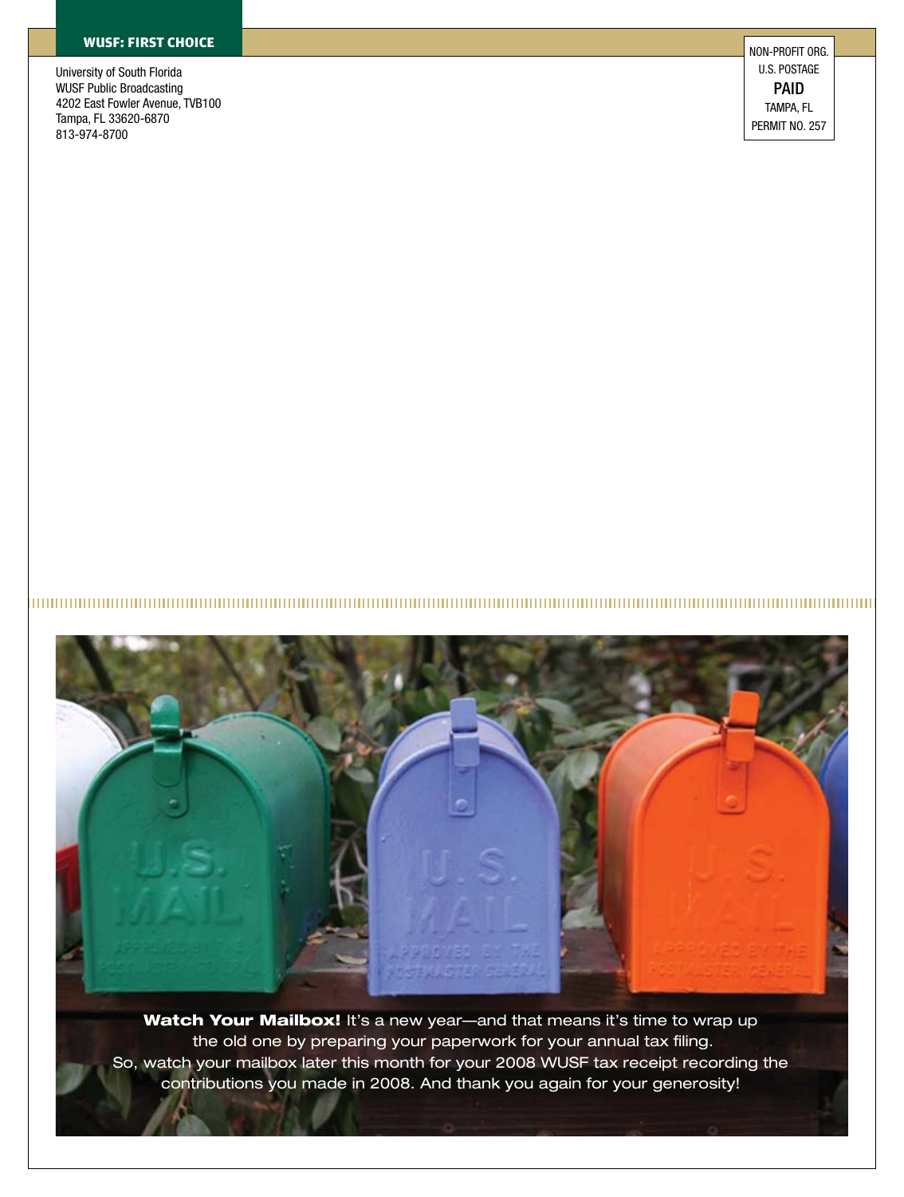**WUSF: FIRST CHOICE**

University of South Florida
WUSF Public Broadcasting
4202 East Fowler Avenue, TVB100
Tampa, FL 33620-6870
813-974-8700

NON-PROFIT ORG.
U.S. POSTAGE
PAID
TAMPA, FL
PERMIT NO. 257

**Watch Your Mailbox!** It's a new year—and that means it's time to wrap up the old one by preparing your paperwork for your annual tax filing. So, watch your mailbox later this month for your 2008 WUSF tax receipt recording the contributions you made in 2008. And thank you again for your generosity!